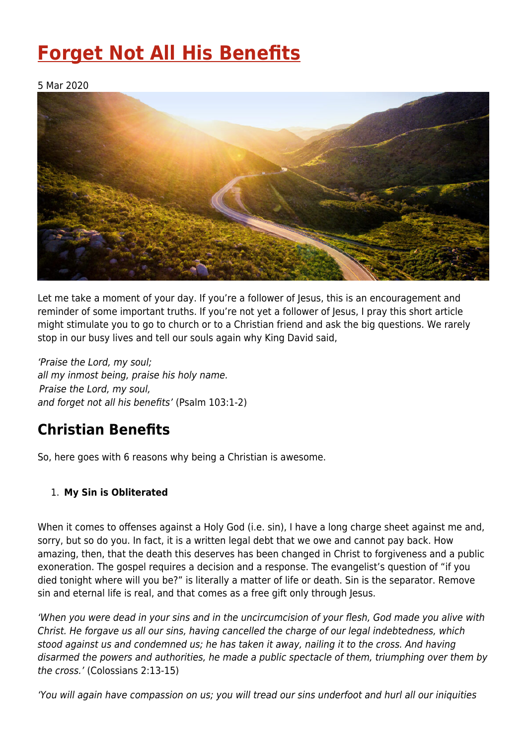# Forget Not All His Benefits

5 Mar 2020

Let me take a moment of your day. If you're a follower of Jesus, this is an encouragement and reminder of some important truths. If you're not yet a follower of Jesus, I pray this short article might stimulate you to go to church or to a Christian friend and ask the big questions. We rarely stop in our busy lives and tell our souls again why King David said,

*'Praise the Lord, my soul;*
*all my inmost being, praise his holy name.*
*Praise the Lord, my soul,*
*and forget not all his benefits'* (Psalm 103:1-2)

## Christian Benefits

So, here goes with 6 reasons why being a Christian is awesome.

1. **My Sin is Obliterated**

When it comes to offenses against a Holy God (i.e. sin), I have a long charge sheet against me and, sorry, but so do you. In fact, it is a written legal debt that we owe and cannot pay back. How amazing, then, that the death this deserves has been changed in Christ to forgiveness and a public exoneration. The gospel requires a decision and a response. The evangelist's question of "if you died tonight where will you be?" is literally a matter of life or death. Sin is the separator. Remove sin and eternal life is real, and that comes as a free gift only through Jesus.

*'When you were dead in your sins and in the uncircumcision of your flesh, God made you alive with Christ. He forgave us all our sins, having cancelled the charge of our legal indebtedness, which stood against us and condemned us; he has taken it away, nailing it to the cross. And having disarmed the powers and authorities, he made a public spectacle of them, triumphing over them by the cross.'* (Colossians 2:13-15)

*'You will again have compassion on us; you will tread our sins underfoot and hurl all our iniquities*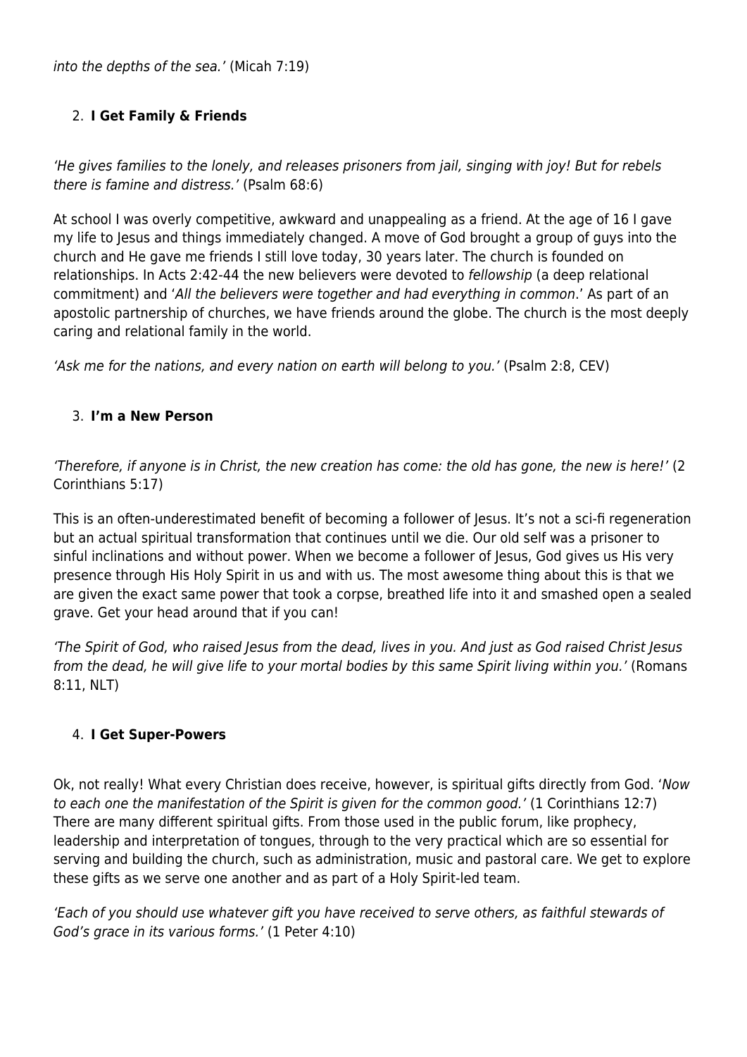*into the depths of the sea.'* (Micah 7:19)

2. **I Get Family & Friends**

*'He gives families to the lonely, and releases prisoners from jail, singing with joy! But for rebels there is famine and distress.'* (Psalm 68:6)

At school I was overly competitive, awkward and unappealing as a friend. At the age of 16 I gave my life to Jesus and things immediately changed. A move of God brought a group of guys into the church and He gave me friends I still love today, 30 years later. The church is founded on relationships. In Acts 2:42-44 the new believers were devoted to *fellowship* (a deep relational commitment) and '*All the believers were together and had everything in common*.' As part of an apostolic partnership of churches, we have friends around the globe. The church is the most deeply caring and relational family in the world.

*'Ask me for the nations, and every nation on earth will belong to you.'* (Psalm 2:8, CEV)

3. **I'm a New Person**

*'Therefore, if anyone is in Christ, the new creation has come: the old has gone, the new is here!'* (2 Corinthians 5:17)

This is an often-underestimated benefit of becoming a follower of Jesus. It's not a sci-fi regeneration but an actual spiritual transformation that continues until we die. Our old self was a prisoner to sinful inclinations and without power. When we become a follower of Jesus, God gives us His very presence through His Holy Spirit in us and with us. The most awesome thing about this is that we are given the exact same power that took a corpse, breathed life into it and smashed open a sealed grave. Get your head around that if you can!

*'The Spirit of God, who raised Jesus from the dead, lives in you. And just as God raised Christ Jesus from the dead, he will give life to your mortal bodies by this same Spirit living within you.'* (Romans 8:11, NLT)

4. **I Get Super-Powers**

Ok, not really! What every Christian does receive, however, is spiritual gifts directly from God. '*Now to each one the manifestation of the Spirit is given for the common good.'* (1 Corinthians 12:7) There are many different spiritual gifts. From those used in the public forum, like prophecy, leadership and interpretation of tongues, through to the very practical which are so essential for serving and building the church, such as administration, music and pastoral care. We get to explore these gifts as we serve one another and as part of a Holy Spirit-led team.

*'Each of you should use whatever gift you have received to serve others, as faithful stewards of God's grace in its various forms.'* (1 Peter 4:10)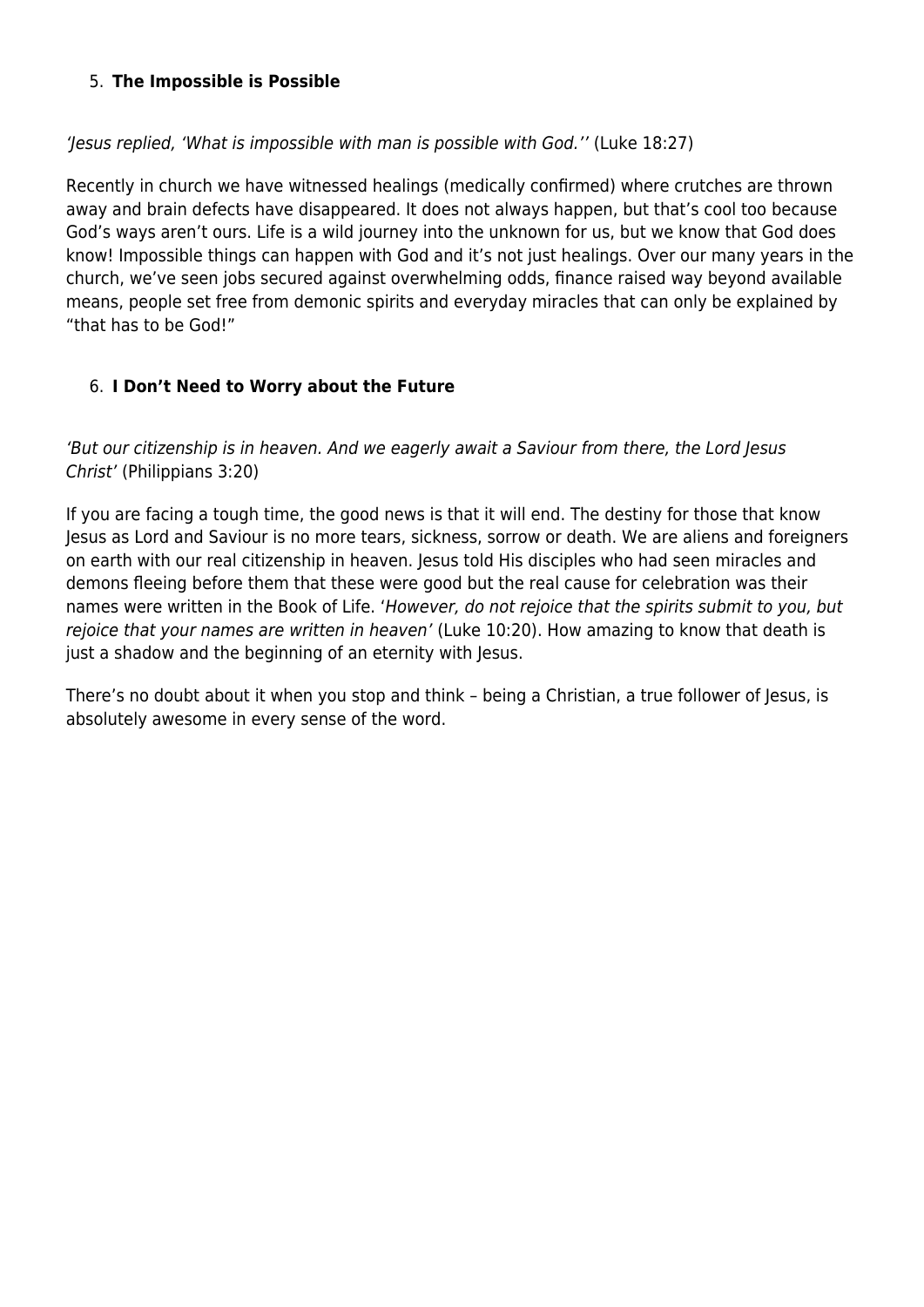5. **The Impossible is Possible**

*'Jesus replied, 'What is impossible with man is possible with God.''* (Luke 18:27)

Recently in church we have witnessed healings (medically confirmed) where crutches are thrown away and brain defects have disappeared. It does not always happen, but that's cool too because God's ways aren't ours. Life is a wild journey into the unknown for us, but we know that God does know! Impossible things can happen with God and it's not just healings. Over our many years in the church, we've seen jobs secured against overwhelming odds, finance raised way beyond available means, people set free from demonic spirits and everyday miracles that can only be explained by "that has to be God!"

6. **I Don't Need to Worry about the Future**

*'But our citizenship is in heaven. And we eagerly await a Saviour from there, the Lord Jesus Christ'* (Philippians 3:20)

If you are facing a tough time, the good news is that it will end. The destiny for those that know Jesus as Lord and Saviour is no more tears, sickness, sorrow or death. We are aliens and foreigners on earth with our real citizenship in heaven. Jesus told His disciples who had seen miracles and demons fleeing before them that these were good but the real cause for celebration was their names were written in the Book of Life. '*However, do not rejoice that the spirits submit to you, but rejoice that your names are written in heaven'* (Luke 10:20). How amazing to know that death is just a shadow and the beginning of an eternity with Jesus.

There's no doubt about it when you stop and think – being a Christian, a true follower of Jesus, is absolutely awesome in every sense of the word.